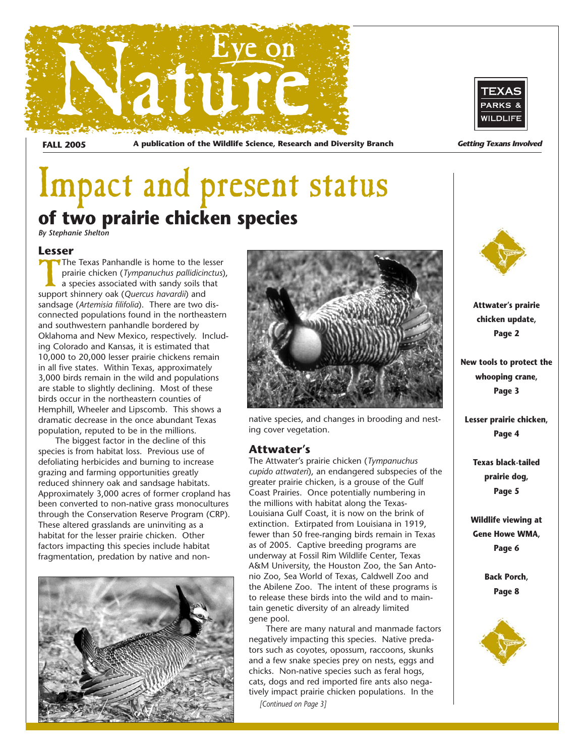# Eye on Nature

**FALL 2005** **A publication of the Wildlife Science, Research and Diversity Branch** ***Getting Texans Involved***

# Impact and present status
## of two prairie chicken species

*By Stephanie Shelton*

### Lesser

The Texas Panhandle is home to the lesser prairie chicken (*Tympanuchus pallidicinctus*), a species associated with sandy soils that support shinnery oak (*Quercus havardii*) and sandsage (*Artemisia filifolia*). There are two disconnected populations found in the northeastern and southwestern panhandle bordered by Oklahoma and New Mexico, respectively. Including Colorado and Kansas, it is estimated that 10,000 to 20,000 lesser prairie chickens remain in all five states. Within Texas, approximately 3,000 birds remain in the wild and populations are stable to slightly declining. Most of these birds occur in the northeastern counties of Hemphill, Wheeler and Lipscomb. This shows a dramatic decrease in the once abundant Texas population, reputed to be in the millions.

The biggest factor in the decline of this species is from habitat loss. Previous use of defoliating herbicides and burning to increase grazing and farming opportunities greatly reduced shinnery oak and sandsage habitats. Approximately 3,000 acres of former cropland has been converted to non-native grass monocultures through the Conservation Reserve Program (CRP). These altered grasslands are uninviting as a habitat for the lesser prairie chicken. Other factors impacting this species include habitat fragmentation, predation by native and non-native species, and changes in brooding and nesting cover vegetation.

### Attwater's

The Attwater's prairie chicken (*Tympanuchus cupido attwateri*), an endangered subspecies of the greater prairie chicken, is a grouse of the Gulf Coast Prairies. Once potentially numbering in the millions with habitat along the Texas-Louisiana Gulf Coast, it is now on the brink of extinction. Extirpated from Louisiana in 1919, fewer than 50 free-ranging birds remain in Texas as of 2005. Captive breeding programs are underway at Fossil Rim Wildlife Center, Texas A&M University, the Houston Zoo, the San Antonio Zoo, Sea World of Texas, Caldwell Zoo and the Abilene Zoo. The intent of these programs is to release these birds into the wild and to maintain genetic diversity of an already limited gene pool.

There are many natural and manmade factors negatively impacting this species. Native predators such as coyotes, opossum, raccoons, skunks and a few snake species prey on nests, eggs and chicks. Non-native species such as feral hogs, cats, dogs and red imported fire ants also negatively impact prairie chicken populations. In the

*[Continued on Page 3]*

---

**Attwater's prairie chicken update, Page 2**

**New tools to protect the whooping crane, Page 3**

**Lesser prairie chicken, Page 4**

**Texas black-tailed prairie dog, Page 5**

**Wildlife viewing at Gene Howe WMA, Page 6**

**Back Porch, Page 8**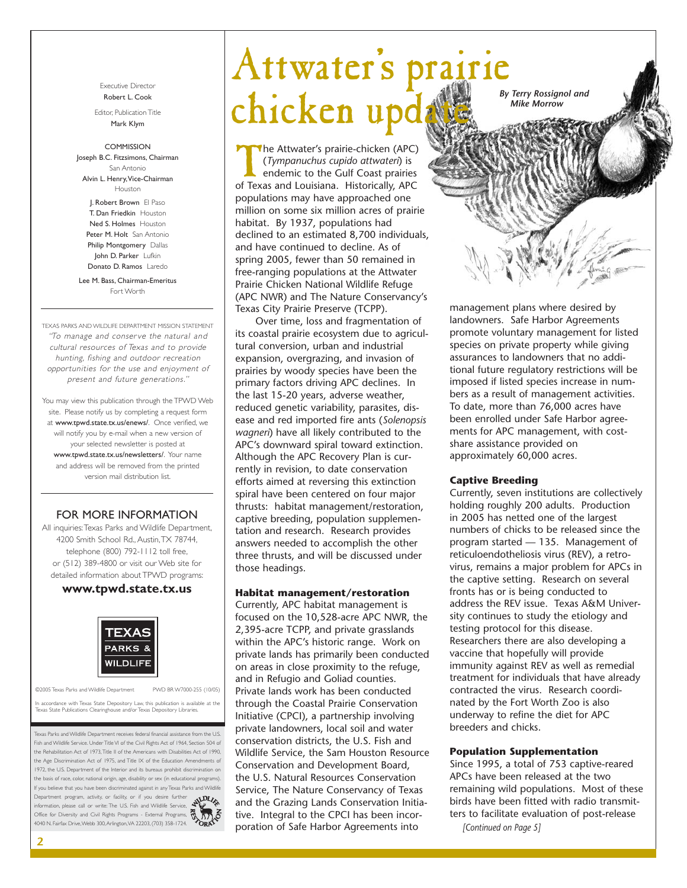Executive Director
Robert L. Cook

Editor, Publication Title
Mark Klym

COMMISSION

Joseph B.C. Fitzsimons, Chairman
San Antonio

Alvin L. Henry, Vice-Chairman
Houston

J. Robert Brown El Paso
T. Dan Friedkin Houston
Ned S. Holmes Houston
Peter M. Holt San Antonio
Philip Montgomery Dallas
John D. Parker Lufkin
Donato D. Ramos Laredo

Lee M. Bass, Chairman-Emeritus
Fort Worth

TEXAS PARKS AND WILDLIFE DEPARTMENT MISSION STATEMENT

*"To manage and conserve the natural and cultural resources of Texas and to provide hunting, fishing and outdoor recreation opportunities for the use and enjoyment of present and future generations."*

You may view this publication through the TPWD Web site. Please notify us by completing a request form at www.tpwd.state.tx.us/enews/. Once verified, we will notify you by e-mail when a new version of your selected newsletter is posted at www.tpwd.state.tx.us/newsletters/. Your name and address will be removed from the printed version mail distribution list.

## FOR MORE INFORMATION

All inquiries: Texas Parks and Wildlife Department, 4200 Smith School Rd., Austin, TX 78744, telephone (800) 792-1112 toll free, or (512) 389-4800 or visit our Web site for detailed information about TPWD programs:

**www.tpwd.state.tx.us**

©2005 Texas Parks and Wildlife Department PWD BR W7000-255 (10/05)

In accordance with Texas State Depository Law, this publication is available at the Texas State Publications Clearinghouse and/or Texas Depository Libraries.

Texas Parks and Wildlife Department receives federal financial assistance from the U.S. Fish and Wildlife Service. Under Title VI of the Civil Rights Act of 1964, Section 504 of the Rehabilitation Act of 1973, Title II of the Americans with Disabilities Act of 1990, the Age Discrimination Act of 1975, and Title IX of the Education Amendments of 1972, the U.S. Department of the Interior and its bureaus prohibit discrimination on the basis of race, color, national origin, age, disability or sex (in educational programs). If you believe that you have been discriminated against in any Texas Parks and Wildlife Department program, activity, or facility, or if you desire further information, please call or write: The U.S. Fish and Wildlife Service, Office for Diversity and Civil Rights Programs - External Programs, 4040 N. Fairfax Drive, Webb 300, Arlington, VA 22203, (703) 358-1724.

# Attwater's prairie chicken update

***By Terry Rossignol and Mike Morrow***

The Attwater's prairie-chicken (APC) (*Tympanuchus cupido attwateri*) is endemic to the Gulf Coast prairies of Texas and Louisiana. Historically, APC populations may have approached one million on some six million acres of prairie habitat. By 1937, populations had declined to an estimated 8,700 individuals, and have continued to decline. As of spring 2005, fewer than 50 remained in free-ranging populations at the Attwater Prairie Chicken National Wildlife Refuge (APC NWR) and The Nature Conservancy's Texas City Prairie Preserve (TCPP).

Over time, loss and fragmentation of its coastal prairie ecosystem due to agricultural conversion, urban and industrial expansion, overgrazing, and invasion of prairies by woody species have been the primary factors driving APC declines. In the last 15-20 years, adverse weather, reduced genetic variability, parasites, disease and red imported fire ants (*Solenopsis wagneri*) have all likely contributed to the APC's downward spiral toward extinction. Although the APC Recovery Plan is currently in revision, to date conservation efforts aimed at reversing this extinction spiral have been centered on four major thrusts: habitat management/restoration, captive breeding, population supplementation and research. Research provides answers needed to accomplish the other three thrusts, and will be discussed under those headings.

### Habitat management/restoration

Currently, APC habitat management is focused on the 10,528-acre APC NWR, the 2,395-acre TCPP, and private grasslands within the APC's historic range. Work on private lands has primarily been conducted on areas in close proximity to the refuge, and in Refugio and Goliad counties. Private lands work has been conducted through the Coastal Prairie Conservation Initiative (CPCI), a partnership involving private landowners, local soil and water conservation districts, the U.S. Fish and Wildlife Service, the Sam Houston Resource Conservation and Development Board, the U.S. Natural Resources Conservation Service, The Nature Conservancy of Texas and the Grazing Lands Conservation Initiative. Integral to the CPCI has been incorporation of Safe Harbor Agreements into management plans where desired by landowners. Safe Harbor Agreements promote voluntary management for listed species on private property while giving assurances to landowners that no additional future regulatory restrictions will be imposed if listed species increase in numbers as a result of management activities. To date, more than 76,000 acres have been enrolled under Safe Harbor agreements for APC management, with cost-share assistance provided on approximately 60,000 acres.

### Captive Breeding

Currently, seven institutions are collectively holding roughly 200 adults. Production in 2005 has netted one of the largest numbers of chicks to be released since the program started — 135. Management of reticuloendotheliosis virus (REV), a retrovirus, remains a major problem for APCs in the captive setting. Research on several fronts has or is being conducted to address the REV issue. Texas A&M University continues to study the etiology and testing protocol for this disease. Researchers there are also developing a vaccine that hopefully will provide immunity against REV as well as remedial treatment for individuals that have already contracted the virus. Research coordinated by the Fort Worth Zoo is also underway to refine the diet for APC breeders and chicks.

### Population Supplementation

Since 1995, a total of 753 captive-reared APCs have been released at the two remaining wild populations. Most of these birds have been fitted with radio transmitters to facilitate evaluation of post-release

*[Continued on Page 5]*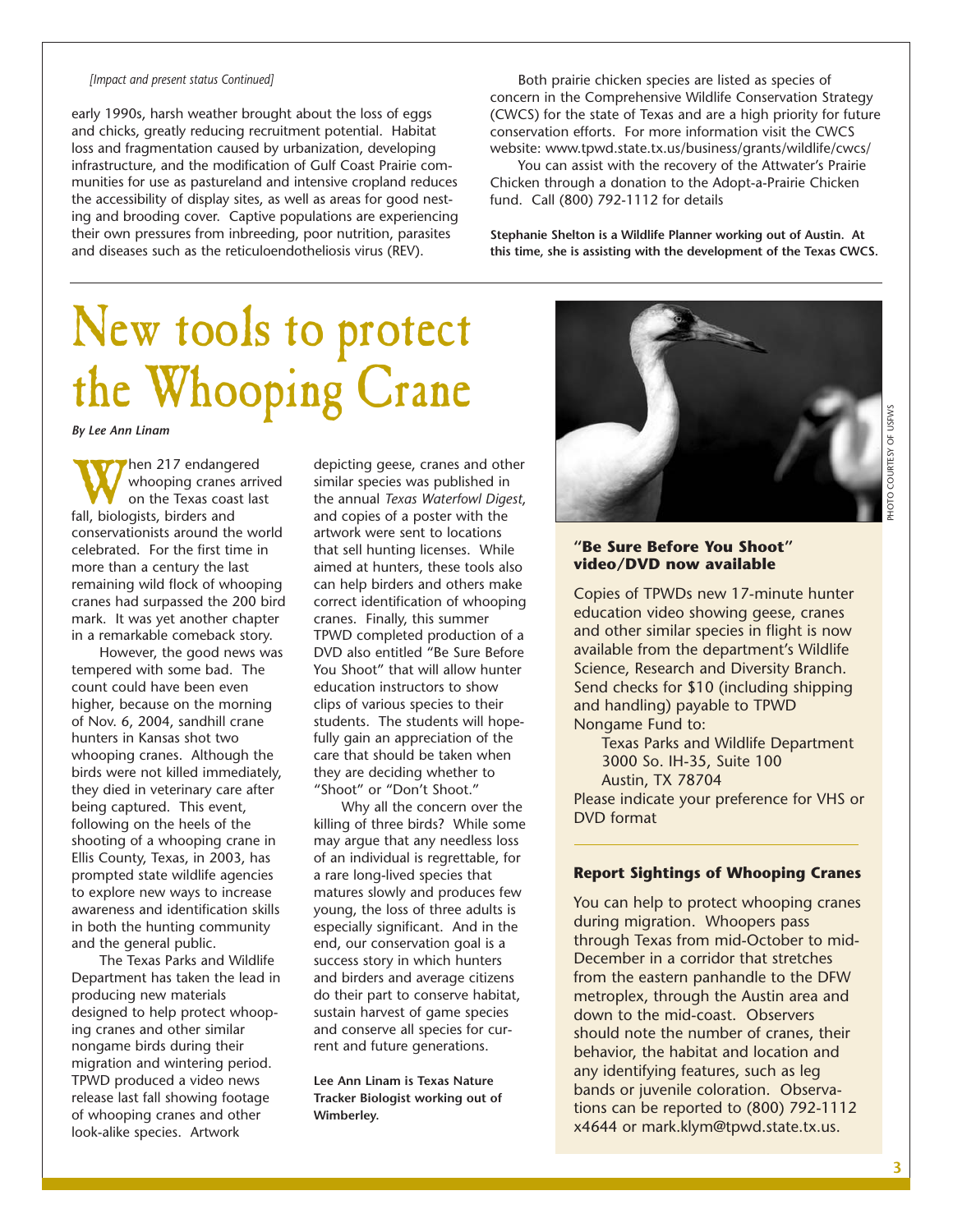*[Impact and present status Continued]*

early 1990s, harsh weather brought about the loss of eggs and chicks, greatly reducing recruitment potential. Habitat loss and fragmentation caused by urbanization, developing infrastructure, and the modification of Gulf Coast Prairie communities for use as pastureland and intensive cropland reduces the accessibility of display sites, as well as areas for good nesting and brooding cover. Captive populations are experiencing their own pressures from inbreeding, poor nutrition, parasites and diseases such as the reticuloendotheliosis virus (REV).

Both prairie chicken species are listed as species of concern in the Comprehensive Wildlife Conservation Strategy (CWCS) for the state of Texas and are a high priority for future conservation efforts. For more information visit the CWCS website: www.tpwd.state.tx.us/business/grants/wildlife/cwcs/

You can assist with the recovery of the Attwater's Prairie Chicken through a donation to the Adopt-a-Prairie Chicken fund. Call (800) 792-1112 for details

**Stephanie Shelton is a Wildlife Planner working out of Austin. At this time, she is assisting with the development of the Texas CWCS.**

# New tools to protect the Whooping Crane

***By Lee Ann Linam***

When 217 endangered whooping cranes arrived on the Texas coast last fall, biologists, birders and conservationists around the world celebrated. For the first time in more than a century the last remaining wild flock of whooping cranes had surpassed the 200 bird mark. It was yet another chapter in a remarkable comeback story.

However, the good news was tempered with some bad. The count could have been even higher, because on the morning of Nov. 6, 2004, sandhill crane hunters in Kansas shot two whooping cranes. Although the birds were not killed immediately, they died in veterinary care after being captured. This event, following on the heels of the shooting of a whooping crane in Ellis County, Texas, in 2003, has prompted state wildlife agencies to explore new ways to increase awareness and identification skills in both the hunting community and the general public.

The Texas Parks and Wildlife Department has taken the lead in producing new materials designed to help protect whooping cranes and other similar nongame birds during their migration and wintering period. TPWD produced a video news release last fall showing footage of whooping cranes and other look-alike species. Artwork depicting geese, cranes and other similar species was published in the annual *Texas Waterfowl Digest*, and copies of a poster with the artwork were sent to locations that sell hunting licenses. While aimed at hunters, these tools also can help birders and others make correct identification of whooping cranes. Finally, this summer TPWD completed production of a DVD also entitled "Be Sure Before You Shoot" that will allow hunter education instructors to show clips of various species to their students. The students will hopefully gain an appreciation of the care that should be taken when they are deciding whether to "Shoot" or "Don't Shoot."

Why all the concern over the killing of three birds? While some may argue that any needless loss of an individual is regrettable, for a rare long-lived species that matures slowly and produces few young, the loss of three adults is especially significant. And in the end, our conservation goal is a success story in which hunters and birders and average citizens do their part to conserve habitat, sustain harvest of game species and conserve all species for current and future generations.

**Lee Ann Linam is Texas Nature Tracker Biologist working out of Wimberley.**

PHOTO COURTESY OF USFWS

### "Be Sure Before You Shoot" video/DVD now available

Copies of TPWDs new 17-minute hunter education video showing geese, cranes and other similar species in flight is now available from the department's Wildlife Science, Research and Diversity Branch. Send checks for $10 (including shipping and handling) payable to TPWD Nongame Fund to:

Texas Parks and Wildlife Department
3000 So. IH-35, Suite 100
Austin, TX 78704

Please indicate your preference for VHS or DVD format

### Report Sightings of Whooping Cranes

You can help to protect whooping cranes during migration. Whoopers pass through Texas from mid-October to mid-December in a corridor that stretches from the eastern panhandle to the DFW metroplex, through the Austin area and down to the mid-coast. Observers should note the number of cranes, their behavior, the habitat and location and any identifying features, such as leg bands or juvenile coloration. Observations can be reported to (800) 792-1112 x4644 or mark.klym@tpwd.state.tx.us.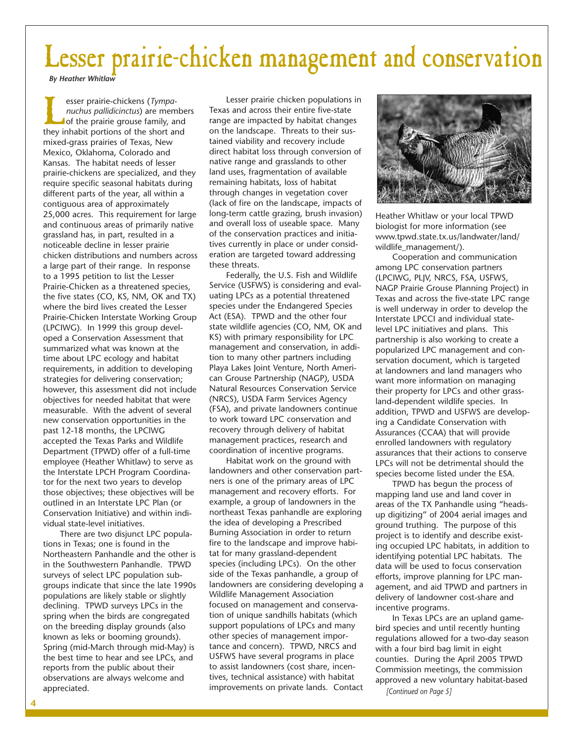# Lesser prairie-chicken management and conservation

***By Heather Whitlaw***

Lesser prairie-chickens (*Tympanuchus pallidicinctus*) are members of the prairie grouse family, and they inhabit portions of the short and mixed-grass prairies of Texas, New Mexico, Oklahoma, Colorado and Kansas. The habitat needs of lesser prairie-chickens are specialized, and they require specific seasonal habitats during different parts of the year, all within a contiguous area of approximately 25,000 acres. This requirement for large and continuous areas of primarily native grassland has, in part, resulted in a noticeable decline in lesser prairie chicken distributions and numbers across a large part of their range. In response to a 1995 petition to list the Lesser Prairie-Chicken as a threatened species, the five states (CO, KS, NM, OK and TX) where the bird lives created the Lesser Prairie-Chicken Interstate Working Group (LPCIWG). In 1999 this group developed a Conservation Assessment that summarized what was known at the time about LPC ecology and habitat requirements, in addition to developing strategies for delivering conservation; however, this assessment did not include objectives for needed habitat that were measurable. With the advent of several new conservation opportunities in the past 12-18 months, the LPCIWG accepted the Texas Parks and Wildlife Department (TPWD) offer of a full-time employee (Heather Whitlaw) to serve as the Interstate LPCH Program Coordinator for the next two years to develop those objectives; these objectives will be outlined in an Interstate LPC Plan (or Conservation Initiative) and within individual state-level initiatives.

There are two disjunct LPC populations in Texas; one is found in the Northeastern Panhandle and the other is in the Southwestern Panhandle. TPWD surveys of select LPC population subgroups indicate that since the late 1990s populations are likely stable or slightly declining. TPWD surveys LPCs in the spring when the birds are congregated on the breeding display grounds (also known as leks or booming grounds). Spring (mid-March through mid-May) is the best time to hear and see LPCs, and reports from the public about their observations are always welcome and appreciated.

Lesser prairie chicken populations in Texas and across their entire five-state range are impacted by habitat changes on the landscape. Threats to their sustained viability and recovery include direct habitat loss through conversion of native range and grasslands to other land uses, fragmentation of available remaining habitats, loss of habitat through changes in vegetation cover (lack of fire on the landscape, impacts of long-term cattle grazing, brush invasion) and overall loss of useable space. Many of the conservation practices and initiatives currently in place or under consideration are targeted toward addressing these threats.

Federally, the U.S. Fish and Wildlife Service (USFWS) is considering and evaluating LPCs as a potential threatened species under the Endangered Species Act (ESA). TPWD and the other four state wildlife agencies (CO, NM, OK and KS) with primary responsibility for LPC management and conservation, in addition to many other partners including Playa Lakes Joint Venture, North American Grouse Partnership (NAGP), USDA Natural Resources Conservation Service (NRCS), USDA Farm Services Agency (FSA), and private landowners continue to work toward LPC conservation and recovery through delivery of habitat management practices, research and coordination of incentive programs.

Habitat work on the ground with landowners and other conservation partners is one of the primary areas of LPC management and recovery efforts. For example, a group of landowners in the northeast Texas panhandle are exploring the idea of developing a Prescribed Burning Association in order to return fire to the landscape and improve habitat for many grassland-dependent species (including LPCs). On the other side of the Texas panhandle, a group of landowners are considering developing a Wildlife Management Association focused on management and conservation of unique sandhills habitats (which support populations of LPCs and many other species of management importance and concern). TPWD, NRCS and USFWS have several programs in place to assist landowners (cost share, incentives, technical assistance) with habitat improvements on private lands. Contact Heather Whitlaw or your local TPWD biologist for more information (see www.tpwd.state.tx.us/landwater/land/wildlife_management/).

Cooperation and communication among LPC conservation partners (LPCIWG, PLJV, NRCS, FSA, USFWS, NAGP Prairie Grouse Planning Project) in Texas and across the five-state LPC range is well underway in order to develop the Interstate LPCCI and individual state-level LPC initiatives and plans. This partnership is also working to create a popularized LPC management and conservation document, which is targeted at landowners and land managers who want more information on managing their property for LPCs and other grassland-dependent wildlife species. In addition, TPWD and USFWS are developing a Candidate Conservation with Assurances (CCAA) that will provide enrolled landowners with regulatory assurances that their actions to conserve LPCs will not be detrimental should the species become listed under the ESA.

TPWD has begun the process of mapping land use and land cover in areas of the TX Panhandle using "heads-up digitizing" of 2004 aerial images and ground truthing. The purpose of this project is to identify and describe existing occupied LPC habitats, in addition to identifying potential LPC habitats. The data will be used to focus conservation efforts, improve planning for LPC management, and aid TPWD and partners in delivery of landowner cost-share and incentive programs.

In Texas LPCs are an upland gamebird species and until recently hunting regulations allowed for a two-day season with a four bird bag limit in eight counties. During the April 2005 TPWD Commission meetings, the commission approved a new voluntary habitat-based

*[Continued on Page 5]*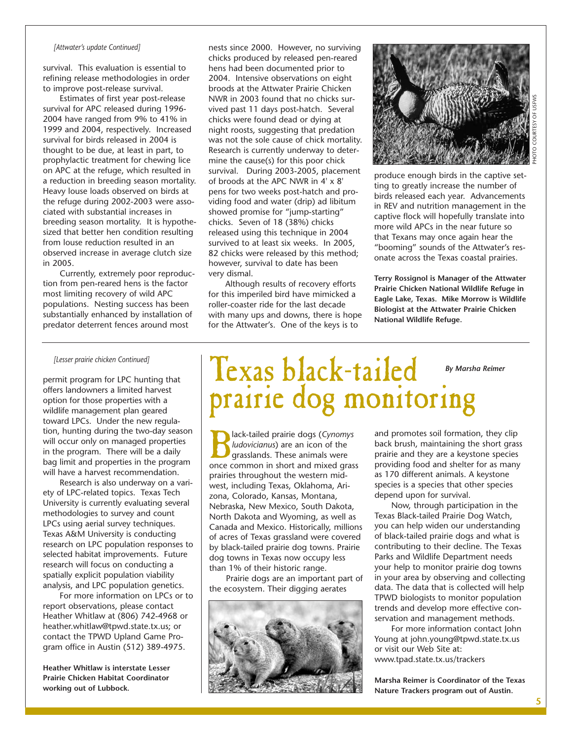*[Attwater's update Continued]*

survival. This evaluation is essential to refining release methodologies in order to improve post-release survival.

Estimates of first year post-release survival for APC released during 1996-2004 have ranged from 9% to 41% in 1999 and 2004, respectively. Increased survival for birds released in 2004 is thought to be due, at least in part, to prophylactic treatment for chewing lice on APC at the refuge, which resulted in a reduction in breeding season mortality. Heavy louse loads observed on birds at the refuge during 2002-2003 were associated with substantial increases in breeding season mortality. It is hypothesized that better hen condition resulting from louse reduction resulted in an observed increase in average clutch size in 2005.

Currently, extremely poor reproduction from pen-reared hens is the factor most limiting recovery of wild APC populations. Nesting success has been substantially enhanced by installation of predator deterrent fences around most nests since 2000. However, no surviving chicks produced by released pen-reared hens had been documented prior to 2004. Intensive observations on eight broods at the Attwater Prairie Chicken NWR in 2003 found that no chicks survived past 11 days post-hatch. Several chicks were found dead or dying at night roosts, suggesting that predation was not the sole cause of chick mortality. Research is currently underway to determine the cause(s) for this poor chick survival. During 2003-2005, placement of broods at the APC NWR in 4' x 8' pens for two weeks post-hatch and providing food and water (drip) ad libitum showed promise for "jump-starting" chicks. Seven of 18 (38%) chicks released using this technique in 2004 survived to at least six weeks. In 2005, 82 chicks were released by this method; however, survival to date has been very dismal.

Although results of recovery efforts for this imperiled bird have mimicked a roller-coaster ride for the last decade with many ups and downs, there is hope for the Attwater's. One of the keys is to produce enough birds in the captive setting to greatly increase the number of birds released each year. Advancements in REV and nutrition management in the captive flock will hopefully translate into more wild APCs in the near future so that Texans may once again hear the "booming" sounds of the Attwater's resonate across the Texas coastal prairies.

PHOTO COURTESY OF USFWS

**Terry Rossignol is Manager of the Attwater Prairie Chicken National Wildlife Refuge in Eagle Lake, Texas. Mike Morrow is Wildlife Biologist at the Attwater Prairie Chicken National Wildlife Refuge.**

*[Lesser prairie chicken Continued]*

permit program for LPC hunting that offers landowners a limited harvest option for those properties with a wildlife management plan geared toward LPCs. Under the new regulation, hunting during the two-day season will occur only on managed properties in the program. There will be a daily bag limit and properties in the program will have a harvest recommendation.

Research is also underway on a variety of LPC-related topics. Texas Tech University is currently evaluating several methodologies to survey and count LPCs using aerial survey techniques. Texas A&M University is conducting research on LPC population responses to selected habitat improvements. Future research will focus on conducting a spatially explicit population viability analysis, and LPC population genetics.

For more information on LPCs or to report observations, please contact Heather Whitlaw at (806) 742-4968 or heather.whitlaw@tpwd.state.tx.us; or contact the TPWD Upland Game Program office in Austin (512) 389-4975.

**Heather Whitlaw is interstate Lesser Prairie Chicken Habitat Coordinator working out of Lubbock.**

# Texas black-tailed prairie dog monitoring

***By Marsha Reimer***

Black-tailed prairie dogs (*Cynomys ludovicianus*) are an icon of the grasslands. These animals were once common in short and mixed grass prairies throughout the western midwest, including Texas, Oklahoma, Arizona, Colorado, Kansas, Montana, Nebraska, New Mexico, South Dakota, North Dakota and Wyoming, as well as Canada and Mexico. Historically, millions of acres of Texas grassland were covered by black-tailed prairie dog towns. Prairie dog towns in Texas now occupy less than 1% of their historic range.

Prairie dogs are an important part of the ecosystem. Their digging aerates and promotes soil formation, they clip back brush, maintaining the short grass prairie and they are a keystone species providing food and shelter for as many as 170 different animals. A keystone species is a species that other species depend upon for survival.

Now, through participation in the Texas Black-tailed Prairie Dog Watch, you can help widen our understanding of black-tailed prairie dogs and what is contributing to their decline. The Texas Parks and Wildlife Department needs your help to monitor prairie dog towns in your area by observing and collecting data. The data that is collected will help TPWD biologists to monitor population trends and develop more effective conservation and management methods.

For more information contact John Young at john.young@tpwd.state.tx.us or visit our Web Site at: www.tpad.state.tx.us/trackers

**Marsha Reimer is Coordinator of the Texas Nature Trackers program out of Austin.**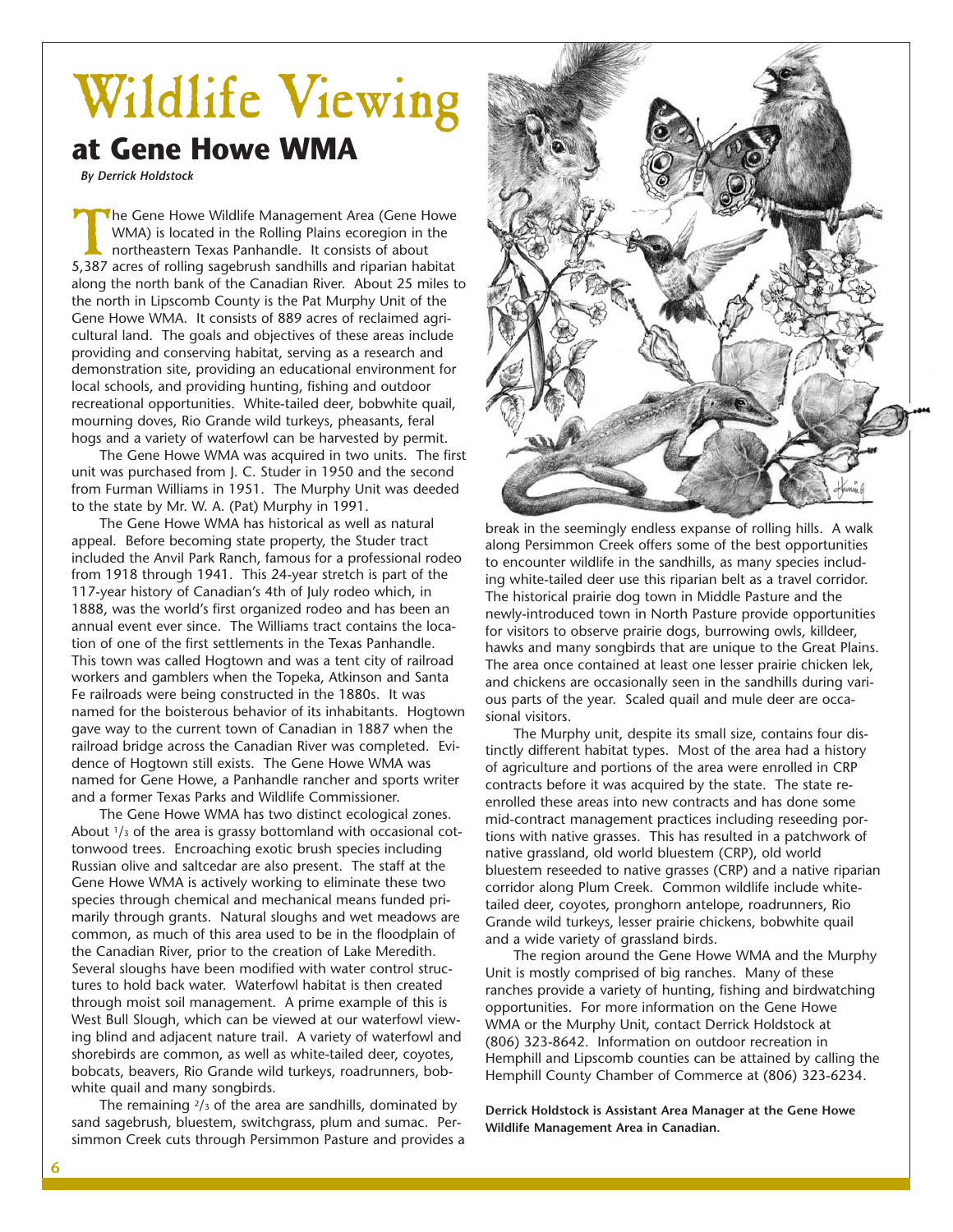# Wildlife Viewing

## at Gene Howe WMA

*By Derrick Holdstock*

The Gene Howe Wildlife Management Area (Gene Howe WMA) is located in the Rolling Plains ecoregion in the northeastern Texas Panhandle. It consists of about 5,387 acres of rolling sagebrush sandhills and riparian habitat along the north bank of the Canadian River. About 25 miles to the north in Lipscomb County is the Pat Murphy Unit of the Gene Howe WMA. It consists of 889 acres of reclaimed agricultural land. The goals and objectives of these areas include providing and conserving habitat, serving as a research and demonstration site, providing an educational environment for local schools, and providing hunting, fishing and outdoor recreational opportunities. White-tailed deer, bobwhite quail, mourning doves, Rio Grande wild turkeys, pheasants, feral hogs and a variety of waterfowl can be harvested by permit.

The Gene Howe WMA was acquired in two units. The first unit was purchased from J. C. Studer in 1950 and the second from Furman Williams in 1951. The Murphy Unit was deeded to the state by Mr. W. A. (Pat) Murphy in 1991.

The Gene Howe WMA has historical as well as natural appeal. Before becoming state property, the Studer tract included the Anvil Park Ranch, famous for a professional rodeo from 1918 through 1941. This 24-year stretch is part of the 117-year history of Canadian's 4th of July rodeo which, in 1888, was the world's first organized rodeo and has been an annual event ever since. The Williams tract contains the location of one of the first settlements in the Texas Panhandle. This town was called Hogtown and was a tent city of railroad workers and gamblers when the Topeka, Atkinson and Santa Fe railroads were being constructed in the 1880s. It was named for the boisterous behavior of its inhabitants. Hogtown gave way to the current town of Canadian in 1887 when the railroad bridge across the Canadian River was completed. Evidence of Hogtown still exists. The Gene Howe WMA was named for Gene Howe, a Panhandle rancher and sports writer and a former Texas Parks and Wildlife Commissioner.

The Gene Howe WMA has two distinct ecological zones. About 1/3 of the area is grassy bottomland with occasional cottonwood trees. Encroaching exotic brush species including Russian olive and saltcedar are also present. The staff at the Gene Howe WMA is actively working to eliminate these two species through chemical and mechanical means funded primarily through grants. Natural sloughs and wet meadows are common, as much of this area used to be in the floodplain of the Canadian River, prior to the creation of Lake Meredith. Several sloughs have been modified with water control structures to hold back water. Waterfowl habitat is then created through moist soil management. A prime example of this is West Bull Slough, which can be viewed at our waterfowl viewing blind and adjacent nature trail. A variety of waterfowl and shorebirds are common, as well as white-tailed deer, coyotes, bobcats, beavers, Rio Grande wild turkeys, roadrunners, bobwhite quail and many songbirds.

The remaining 2/3 of the area are sandhills, dominated by sand sagebrush, bluestem, switchgrass, plum and sumac. Persimmon Creek cuts through Persimmon Pasture and provides a break in the seemingly endless expanse of rolling hills. A walk along Persimmon Creek offers some of the best opportunities to encounter wildlife in the sandhills, as many species including white-tailed deer use this riparian belt as a travel corridor. The historical prairie dog town in Middle Pasture and the newly-introduced town in North Pasture provide opportunities for visitors to observe prairie dogs, burrowing owls, killdeer, hawks and many songbirds that are unique to the Great Plains. The area once contained at least one lesser prairie chicken lek, and chickens are occasionally seen in the sandhills during various parts of the year. Scaled quail and mule deer are occasional visitors.

The Murphy unit, despite its small size, contains four distinctly different habitat types. Most of the area had a history of agriculture and portions of the area were enrolled in CRP contracts before it was acquired by the state. The state reenrolled these areas into new contracts and has done some mid-contract management practices including reseeding portions with native grasses. This has resulted in a patchwork of native grassland, old world bluestem (CRP), old world bluestem reseeded to native grasses (CRP) and a native riparian corridor along Plum Creek. Common wildlife include white-tailed deer, coyotes, pronghorn antelope, roadrunners, Rio Grande wild turkeys, lesser prairie chickens, bobwhite quail and a wide variety of grassland birds.

The region around the Gene Howe WMA and the Murphy Unit is mostly comprised of big ranches. Many of these ranches provide a variety of hunting, fishing and birdwatching opportunities. For more information on the Gene Howe WMA or the Murphy Unit, contact Derrick Holdstock at (806) 323-8642. Information on outdoor recreation in Hemphill and Lipscomb counties can be attained by calling the Hemphill County Chamber of Commerce at (806) 323-6234.

**Derrick Holdstock is Assistant Area Manager at the Gene Howe Wildlife Management Area in Canadian.**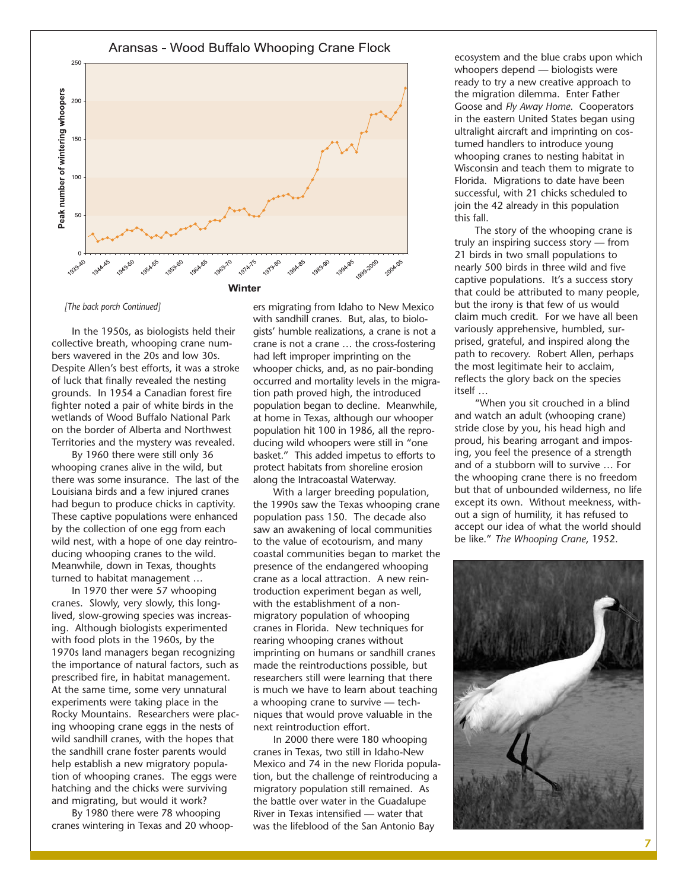Aransas - Wood Buffalo Whooping Crane Flock

*[The back porch Continued]*

In the 1950s, as biologists held their collective breath, whooping crane numbers wavered in the 20s and low 30s. Despite Allen's best efforts, it was a stroke of luck that finally revealed the nesting grounds. In 1954 a Canadian forest fire fighter noted a pair of white birds in the wetlands of Wood Buffalo National Park on the border of Alberta and Northwest Territories and the mystery was revealed.

By 1960 there were still only 36 whooping cranes alive in the wild, but there was some insurance. The last of the Louisiana birds and a few injured cranes had begun to produce chicks in captivity. These captive populations were enhanced by the collection of one egg from each wild nest, with a hope of one day reintroducing whooping cranes to the wild. Meanwhile, down in Texas, thoughts turned to habitat management …

In 1970 ther were 57 whooping cranes. Slowly, very slowly, this long-lived, slow-growing species was increasing. Although biologists experimented with food plots in the 1960s, by the 1970s land managers began recognizing the importance of natural factors, such as prescribed fire, in habitat management. At the same time, some very unnatural experiments were taking place in the Rocky Mountains. Researchers were placing whooping crane eggs in the nests of wild sandhill cranes, with the hopes that the sandhill crane foster parents would help establish a new migratory population of whooping cranes. The eggs were hatching and the chicks were surviving and migrating, but would it work?

By 1980 there were 78 whooping cranes wintering in Texas and 20 whoopers migrating from Idaho to New Mexico with sandhill cranes. But, alas, to biologists' humble realizations, a crane is not a crane is not a crane … the cross-fostering had left improper imprinting on the whooper chicks, and, as no pair-bonding occurred and mortality levels in the migration path proved high, the introduced population began to decline. Meanwhile, at home in Texas, although our whooper population hit 100 in 1986, all the reproducing wild whoopers were still in "one basket." This added impetus to efforts to protect habitats from shoreline erosion along the Intracoastal Waterway.

With a larger breeding population, the 1990s saw the Texas whooping crane population pass 150. The decade also saw an awakening of local communities to the value of ecotourism, and many coastal communities began to market the presence of the endangered whooping crane as a local attraction. A new reintroduction experiment began as well, with the establishment of a non-migratory population of whooping cranes in Florida. New techniques for rearing whooping cranes without imprinting on humans or sandhill cranes made the reintroductions possible, but researchers still were learning that there is much we have to learn about teaching a whooping crane to survive — techniques that would prove valuable in the next reintroduction effort.

In 2000 there were 180 whooping cranes in Texas, two still in Idaho-New Mexico and 74 in the new Florida population, but the challenge of reintroducing a migratory population still remained. As the battle over water in the Guadalupe River in Texas intensified — water that was the lifeblood of the San Antonio Bay ecosystem and the blue crabs upon which whoopers depend — biologists were ready to try a new creative approach to the migration dilemma. Enter Father Goose and *Fly Away Home*. Cooperators in the eastern United States began using ultralight aircraft and imprinting on costumed handlers to introduce young whooping cranes to nesting habitat in Wisconsin and teach them to migrate to Florida. Migrations to date have been successful, with 21 chicks scheduled to join the 42 already in this population this fall.

The story of the whooping crane is truly an inspiring success story — from 21 birds in two small populations to nearly 500 birds in three wild and five captive populations. It's a success story that could be attributed to many people, but the irony is that few of us would claim much credit. For we have all been variously apprehensive, humbled, surprised, grateful, and inspired along the path to recovery. Robert Allen, perhaps the most legitimate heir to acclaim, reflects the glory back on the species itself …

"When you sit crouched in a blind and watch an adult (whooping crane) stride close by you, his head high and proud, his bearing arrogant and imposing, you feel the presence of a strength and of a stubborn will to survive … For the whooping crane there is no freedom but that of unbounded wilderness, no life except its own. Without meekness, without a sign of humility, it has refused to accept our idea of what the world should be like." *The Whooping Crane*, 1952.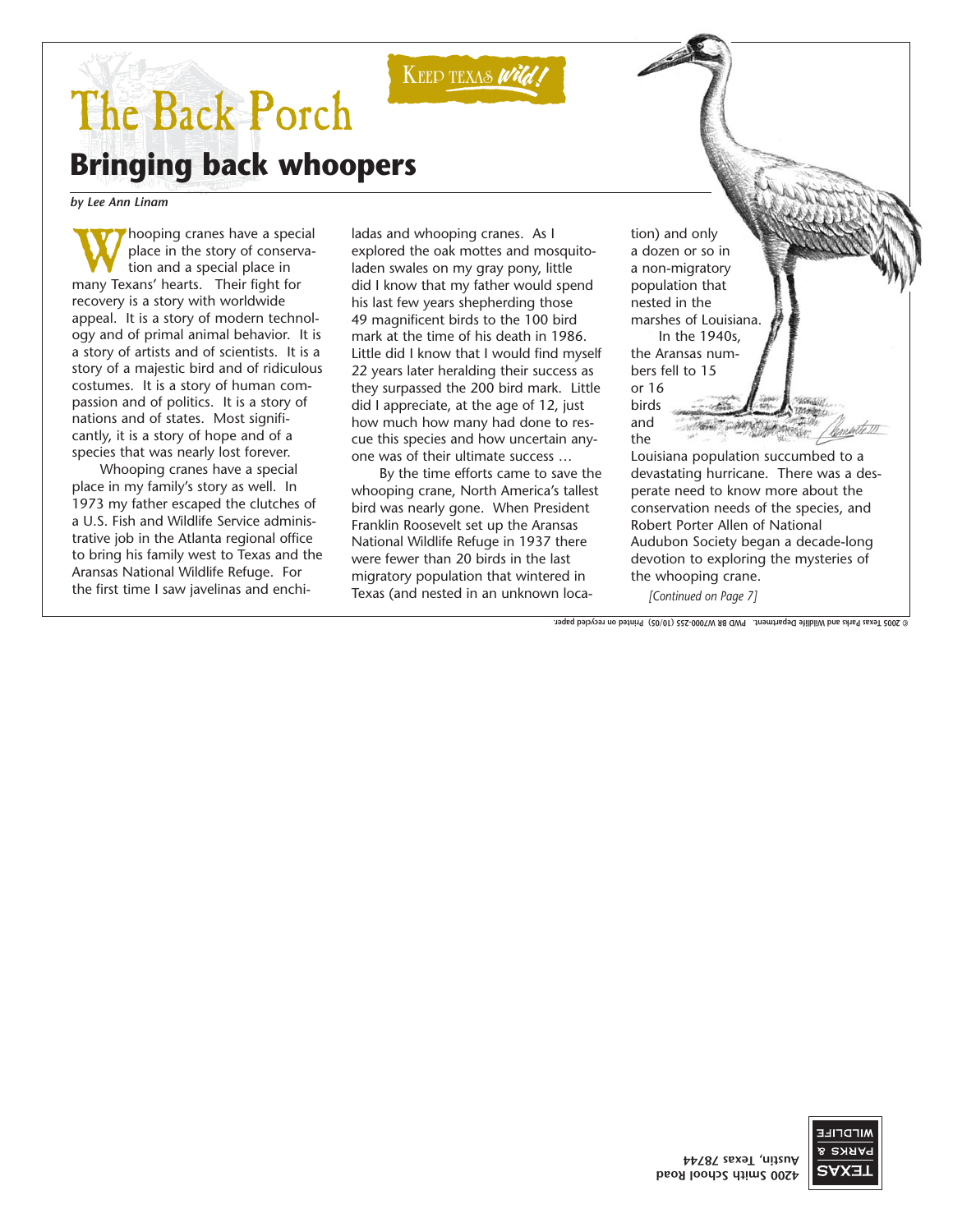# The Back Porch

KEEP TEXAS *Wild!*

## Bringing back whoopers

*by Lee Ann Linam*

Whooping cranes have a special place in the story of conservation and a special place in many Texans' hearts. Their fight for recovery is a story with worldwide appeal. It is a story of modern technology and of primal animal behavior. It is a story of artists and of scientists. It is a story of a majestic bird and of ridiculous costumes. It is a story of human compassion and of politics. It is a story of nations and of states. Most significantly, it is a story of hope and of a species that was nearly lost forever.

Whooping cranes have a special place in my family's story as well. In 1973 my father escaped the clutches of a U.S. Fish and Wildlife Service administrative job in the Atlanta regional office to bring his family west to Texas and the Aransas National Wildlife Refuge. For the first time I saw javelinas and enchiladas and whooping cranes. As I explored the oak mottes and mosquito-laden swales on my gray pony, little did I know that my father would spend his last few years shepherding those 49 magnificent birds to the 100 bird mark at the time of his death in 1986. Little did I know that I would find myself 22 years later heralding their success as they surpassed the 200 bird mark. Little did I appreciate, at the age of 12, just how much how many had done to rescue this species and how uncertain anyone was of their ultimate success …

By the time efforts came to save the whooping crane, North America's tallest bird was nearly gone. When President Franklin Roosevelt set up the Aransas National Wildlife Refuge in 1937 there were fewer than 20 birds in the last migratory population that wintered in Texas (and nested in an unknown location) and only a dozen or so in a non-migratory population that nested in the marshes of Louisiana.

In the 1940s, the Aransas numbers fell to 15 or 16 birds and the Louisiana population succumbed to a devastating hurricane. There was a desperate need to know more about the conservation needs of the species, and Robert Porter Allen of National Audubon Society began a decade-long devotion to exploring the mysteries of the whooping crane.

*[Continued on Page 7]*

© 2005 Texas Parks and Wildlife Department. PWD BR W7000-255 (10/05) Printed on recycled paper.

TEXAS PARKS & WILDLIFE

4200 Smith School Road
Austin, Texas 78744